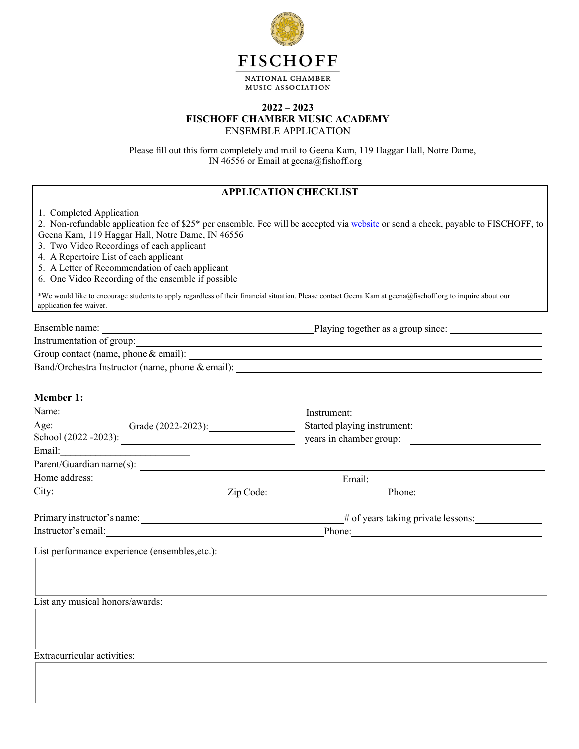# FISCHOFF

NATIONAL CHAMBER MUSIC ASSOCIATION

## 2022 – 2023
## FISCHOFF CHAMBER MUSIC ACADEMY
ENSEMBLE APPLICATION

Please fill out this form completely and mail to Geena Kam, 119 Haggar Hall, Notre Dame, IN 46556 or Email at geena@fishoff.org

### APPLICATION CHECKLIST

1. Completed Application
2. Non-refundable application fee of $25* per ensemble. Fee will be accepted via website or send a check, payable to FISCHOFF, to Geena Kam, 119 Haggar Hall, Notre Dame, IN 46556
3. Two Video Recordings of each applicant
4. A Repertoire List of each applicant
5. A Letter of Recommendation of each applicant
6. One Video Recording of the ensemble if possible

*We would like to encourage students to apply regardless of their financial situation. Please contact Geena Kam at geena@fischoff.org to inquire about our application fee waiver.

Ensemble name: ____________________ Playing together as a group since: __________

Instrumentation of group: ____________________

Group contact (name, phone & email): ____________________

Band/Orchestra Instructor (name, phone & email): ____________________

**Member 1:**

Name: ____________________ Instrument: ____________________

Age: __________ Grade (2022-2023): __________ Started playing instrument: __________

School (2022 -2023): ____________________ years in chamber group: __________

Email: ____________________

Parent/Guardian name(s): ____________________

Home address: ____________________ Email: ____________________

City: __________ Zip Code: __________ Phone: __________

Primary instructor's name: ____________________ # of years taking private lessons: __________

Instructor's email: ____________________ Phone: ____________________

List performance experience (ensembles,etc.):

List any musical honors/awards:

Extracurricular activities: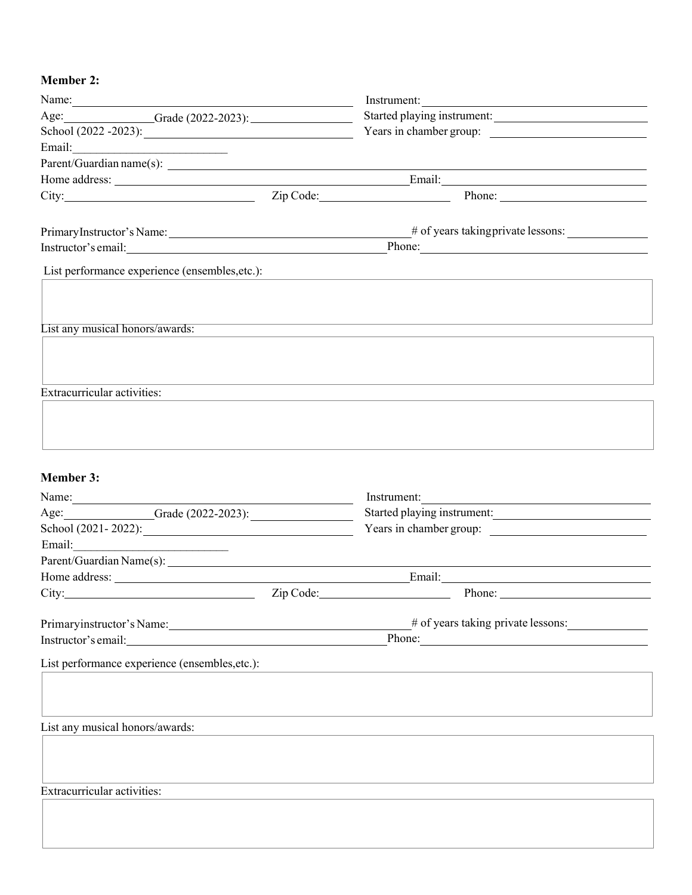**Member 2:**

Name: \_\_\_\_\_\_\_\_\_\_\_\_\_\_\_\_\_\_\_\_ Instrument: \_\_\_\_\_\_\_\_\_\_\_\_\_\_\_\_\_\_\_\_

Age: \_\_\_\_\_\_\_\_ Grade (2022-2023): \_\_\_\_\_\_\_\_\_\_ Started playing instrument: \_\_\_\_\_\_\_\_\_\_\_\_\_\_\_\_\_\_\_\_

School (2022 -2023): \_\_\_\_\_\_\_\_\_\_\_\_\_\_\_\_\_\_\_\_ Years in chamber group: \_\_\_\_\_\_\_\_\_\_\_\_\_\_\_\_\_\_\_\_

Email: \_\_\_\_\_\_\_\_\_\_\_\_\_\_\_\_\_\_\_\_

Parent/Guardian name(s): \_\_\_\_\_\_\_\_\_\_\_\_\_\_\_\_\_\_\_\_

Home address: \_\_\_\_\_\_\_\_\_\_\_\_\_\_\_\_\_\_\_\_ Email: \_\_\_\_\_\_\_\_\_\_\_\_\_\_\_\_\_\_\_\_

City: \_\_\_\_\_\_\_\_\_\_\_\_\_\_\_\_\_\_\_\_ Zip Code: \_\_\_\_\_\_\_\_\_\_\_\_\_\_\_\_\_\_\_\_ Phone: \_\_\_\_\_\_\_\_\_\_\_\_\_\_\_\_\_\_\_\_

Primary Instructor's Name: \_\_\_\_\_\_\_\_\_\_\_\_\_\_\_\_\_\_\_\_ # of years taking private lessons: \_\_\_\_\_\_\_\_\_\_

Instructor's email: \_\_\_\_\_\_\_\_\_\_\_\_\_\_\_\_\_\_\_\_ Phone: \_\_\_\_\_\_\_\_\_\_\_\_\_\_\_\_\_\_\_\_

List performance experience (ensembles,etc.):

List any musical honors/awards:

Extracurricular activities:

**Member 3:**

Name: \_\_\_\_\_\_\_\_\_\_\_\_\_\_\_\_\_\_\_\_ Instrument: \_\_\_\_\_\_\_\_\_\_\_\_\_\_\_\_\_\_\_\_

Age: \_\_\_\_\_\_\_\_ Grade (2022-2023): \_\_\_\_\_\_\_\_\_\_ Started playing instrument: \_\_\_\_\_\_\_\_\_\_\_\_\_\_\_\_\_\_\_\_

School (2021- 2022): \_\_\_\_\_\_\_\_\_\_\_\_\_\_\_\_\_\_\_\_ Years in chamber group: \_\_\_\_\_\_\_\_\_\_\_\_\_\_\_\_\_\_\_\_

Email: \_\_\_\_\_\_\_\_\_\_\_\_\_\_\_\_\_\_\_\_

Parent/Guardian Name(s): \_\_\_\_\_\_\_\_\_\_\_\_\_\_\_\_\_\_\_\_

Home address: \_\_\_\_\_\_\_\_\_\_\_\_\_\_\_\_\_\_\_\_ Email: \_\_\_\_\_\_\_\_\_\_\_\_\_\_\_\_\_\_\_\_

City: \_\_\_\_\_\_\_\_\_\_\_\_\_\_\_\_\_\_\_\_ Zip Code: \_\_\_\_\_\_\_\_\_\_\_\_\_\_\_\_\_\_\_\_ Phone: \_\_\_\_\_\_\_\_\_\_\_\_\_\_\_\_\_\_\_\_

Primary instructor's Name: \_\_\_\_\_\_\_\_\_\_\_\_\_\_\_\_\_\_\_\_ # of years taking private lessons: \_\_\_\_\_\_\_\_\_\_

Instructor's email: \_\_\_\_\_\_\_\_\_\_\_\_\_\_\_\_\_\_\_\_ Phone: \_\_\_\_\_\_\_\_\_\_\_\_\_\_\_\_\_\_\_\_

List performance experience (ensembles,etc.):

List any musical honors/awards:

Extracurricular activities: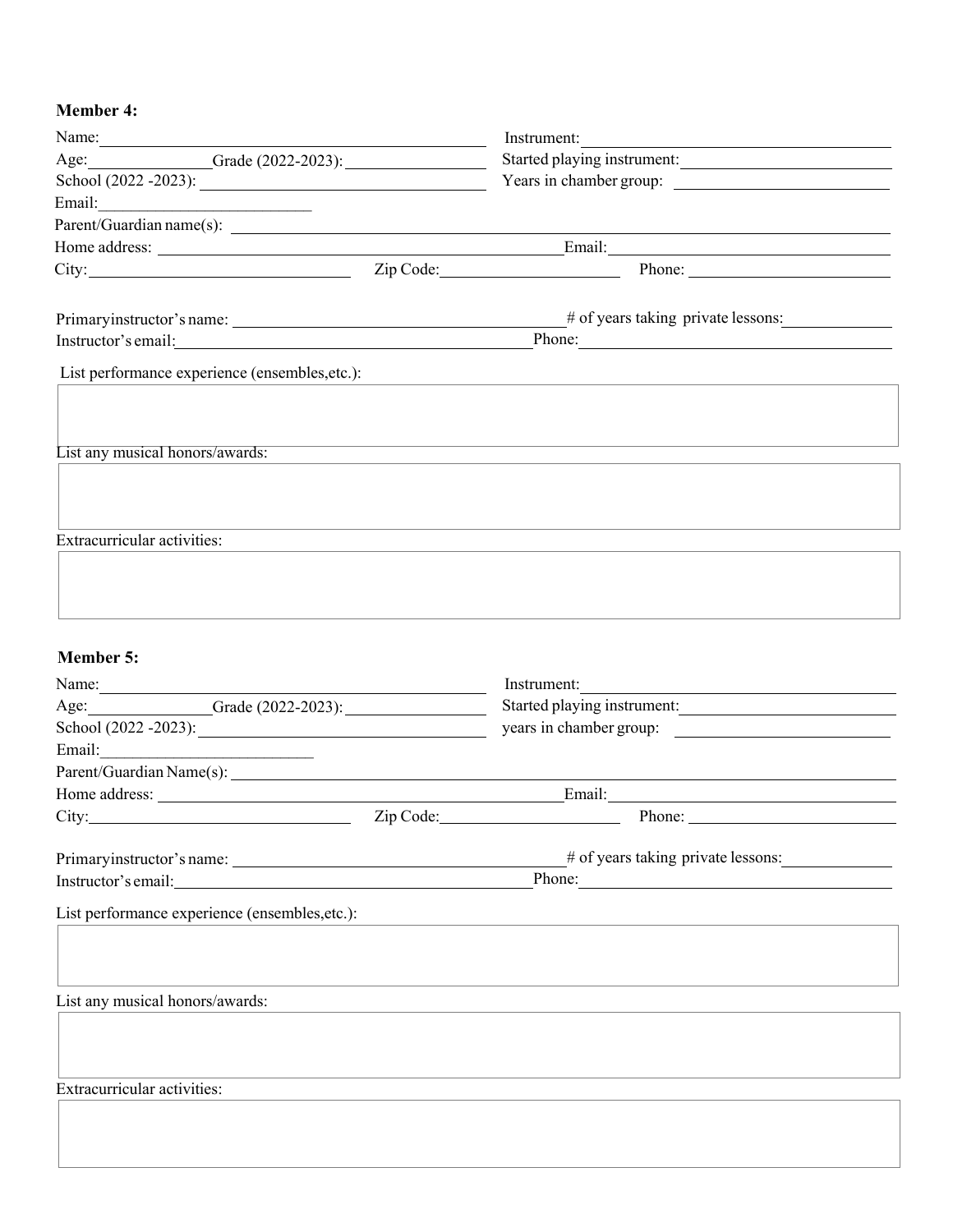**Member 4:**

Name: ______________________ Instrument: ______________________

Age: __________ Grade (2022-2023): __________ Started playing instrument: ______________________

School (2022 -2023): ______________________ Years in chamber group: ______________________

Email: ______________________

Parent/Guardian name(s): ______________________

Home address: ______________________ Email: ______________________

City: ______________________ Zip Code: ______________________ Phone: ______________________

Primaryinstructor's name: ______________________ # of years taking private lessons: __________

Instructor's email: ______________________ Phone: ______________________

List performance experience (ensembles,etc.):

List any musical honors/awards:

Extracurricular activities:

**Member 5:**

Name: ______________________ Instrument: ______________________

Age: __________ Grade (2022-2023): __________ Started playing instrument: ______________________

School (2022 -2023): ______________________ years in chamber group: ______________________

Email: ______________________

Parent/Guardian Name(s): ______________________

Home address: ______________________ Email: ______________________

City: ______________________ Zip Code: ______________________ Phone: ______________________

Primaryinstructor's name: ______________________ # of years taking private lessons: __________

Instructor's email: ______________________ Phone: ______________________

List performance experience (ensembles,etc.):

List any musical honors/awards:

Extracurricular activities: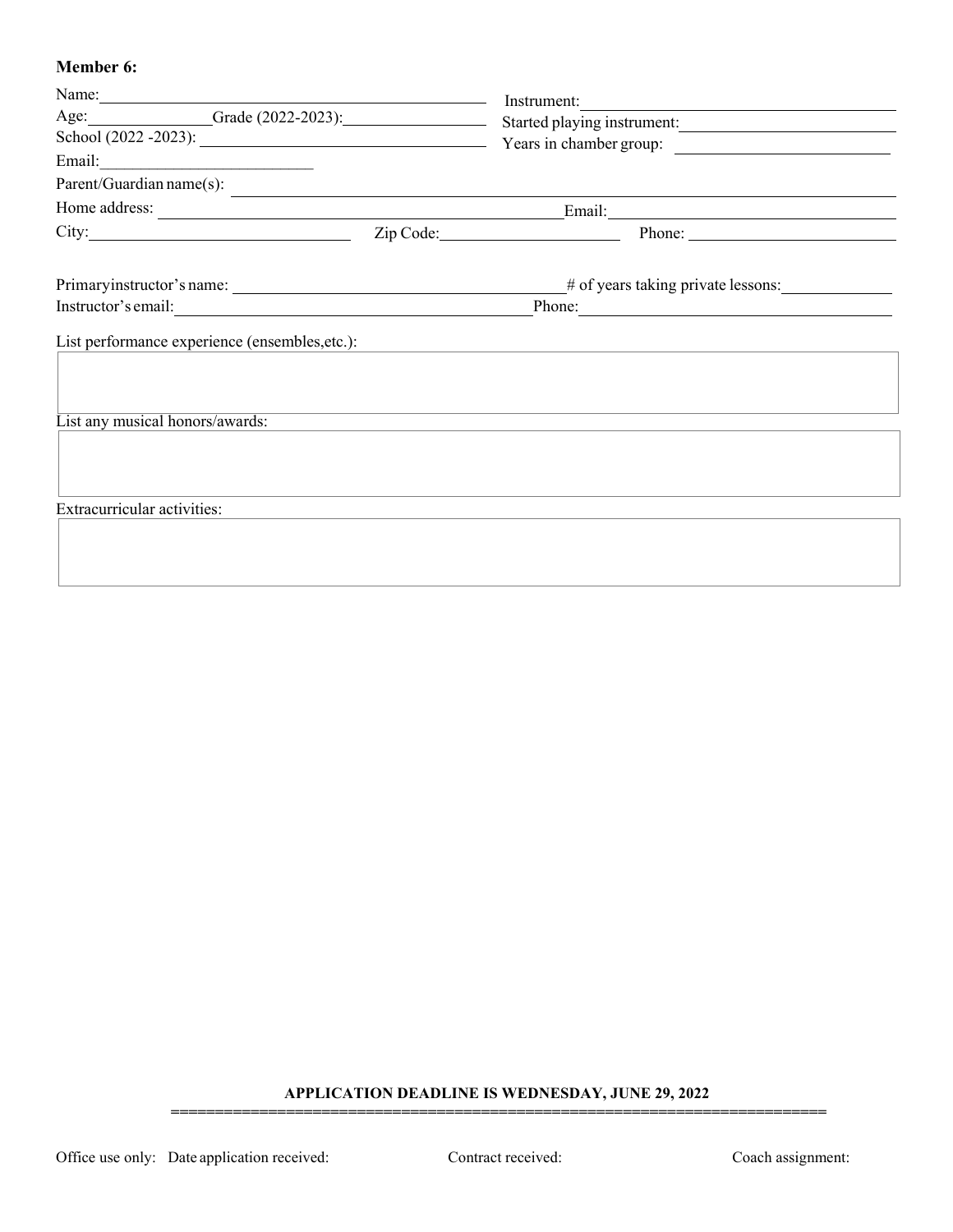**Member 6:**

Name: \_\_\_\_\_\_\_\_\_\_\_\_\_\_\_\_\_\_\_\_\_\_\_\_\_\_\_\_\_\_ Instrument: \_\_\_\_\_\_\_\_\_\_\_\_\_\_\_\_\_\_\_\_\_\_\_\_

Age: \_\_\_\_\_\_\_\_\_\_ Grade (2022-2023): \_\_\_\_\_\_\_\_\_\_\_\_ Started playing instrument: \_\_\_\_\_\_\_\_\_\_\_\_\_\_\_\_

School (2022 -2023): \_\_\_\_\_\_\_\_\_\_\_\_\_\_\_\_\_\_\_\_\_\_\_\_ Years in chamber group: \_\_\_\_\_\_\_\_\_\_\_\_\_\_\_\_

Email: \_\_\_\_\_\_\_\_\_\_\_\_\_\_\_\_\_\_\_\_

Parent/Guardian name(s): \_\_\_\_\_\_\_\_\_\_\_\_\_\_\_\_\_\_\_\_\_\_\_\_\_\_\_\_\_\_\_\_\_\_\_\_\_\_\_\_\_\_\_\_\_\_\_\_

Home address: \_\_\_\_\_\_\_\_\_\_\_\_\_\_\_\_\_\_\_\_\_\_\_\_\_\_\_\_\_\_\_\_ Email: \_\_\_\_\_\_\_\_\_\_\_\_\_\_\_\_\_\_\_\_\_\_\_\_

City: \_\_\_\_\_\_\_\_\_\_\_\_\_\_\_\_\_\_\_\_ Zip Code: \_\_\_\_\_\_\_\_\_\_\_\_\_\_ Phone: \_\_\_\_\_\_\_\_\_\_\_\_\_\_\_\_\_\_

Primaryinstructor's name: \_\_\_\_\_\_\_\_\_\_\_\_\_\_\_\_\_\_\_\_\_\_\_\_\_\_\_\_ # of years taking private lessons: \_\_\_\_\_\_\_\_

Instructor's email: \_\_\_\_\_\_\_\_\_\_\_\_\_\_\_\_\_\_\_\_\_\_\_\_\_\_\_\_\_\_ Phone: \_\_\_\_\_\_\_\_\_\_\_\_\_\_\_\_\_\_\_\_\_\_\_\_

List performance experience (ensembles,etc.):

| |
|---|
| |

List any musical honors/awards:

| |
|---|
| |

Extracurricular activities:

| |
|---|
| |

**APPLICATION DEADLINE IS WEDNESDAY, JUNE 29, 2022**

==========================================================================

Office use only: Date application received: Contract received: Coach assignment: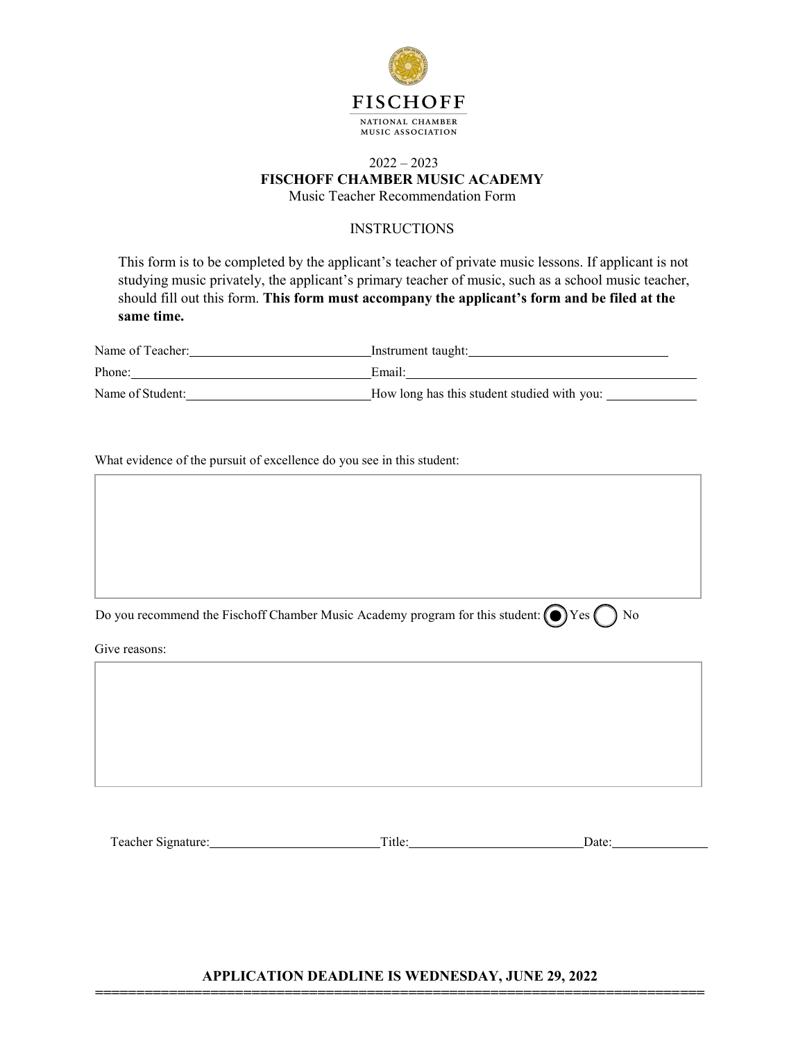FISCHOFF

NATIONAL CHAMBER MUSIC ASSOCIATION

2022 – 2023

**FISCHOFF CHAMBER MUSIC ACADEMY**

Music Teacher Recommendation Form

INSTRUCTIONS

This form is to be completed by the applicant's teacher of private music lessons. If applicant is not studying music privately, the applicant's primary teacher of music, such as a school music teacher, should fill out this form. **This form must accompany the applicant's form and be filed at the same time.**

Name of Teacher: ____________________ Instrument taught: ____________________

Phone: ____________________ Email: ____________________

Name of Student: ____________________ How long has this student studied with you: __________

What evidence of the pursuit of excellence do you see in this student:

Do you recommend the Fischoff Chamber Music Academy program for this student: (●) Yes ( ) No

Give reasons:

Teacher Signature: ____________________ Title: ____________________ Date: __________

**APPLICATION DEADLINE IS WEDNESDAY, JUNE 29, 2022**